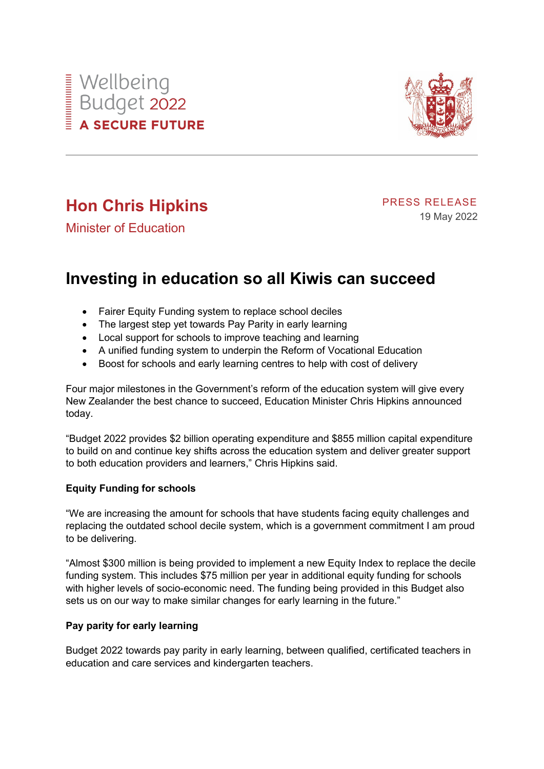Wellbeing Budget 2022

**A SECURE FUTURE**

## Hon Chris Hipkins

Minister of Education

PRESS RELEASE

19 May 2022

# Investing in education so all Kiwis can succeed

- Fairer Equity Funding system to replace school deciles
- The largest step yet towards Pay Parity in early learning
- Local support for schools to improve teaching and learning
- A unified funding system to underpin the Reform of Vocational Education
- Boost for schools and early learning centres to help with cost of delivery

Four major milestones in the Government's reform of the education system will give every New Zealander the best chance to succeed, Education Minister Chris Hipkins announced today.

"Budget 2022 provides $2 billion operating expenditure and $855 million capital expenditure to build on and continue key shifts across the education system and deliver greater support to both education providers and learners," Chris Hipkins said.

**Equity Funding for schools**

"We are increasing the amount for schools that have students facing equity challenges and replacing the outdated school decile system, which is a government commitment I am proud to be delivering.

"Almost $300 million is being provided to implement a new Equity Index to replace the decile funding system. This includes $75 million per year in additional equity funding for schools with higher levels of socio-economic need. The funding being provided in this Budget also sets us on our way to make similar changes for early learning in the future."

**Pay parity for early learning**

Budget 2022 towards pay parity in early learning, between qualified, certificated teachers in education and care services and kindergarten teachers.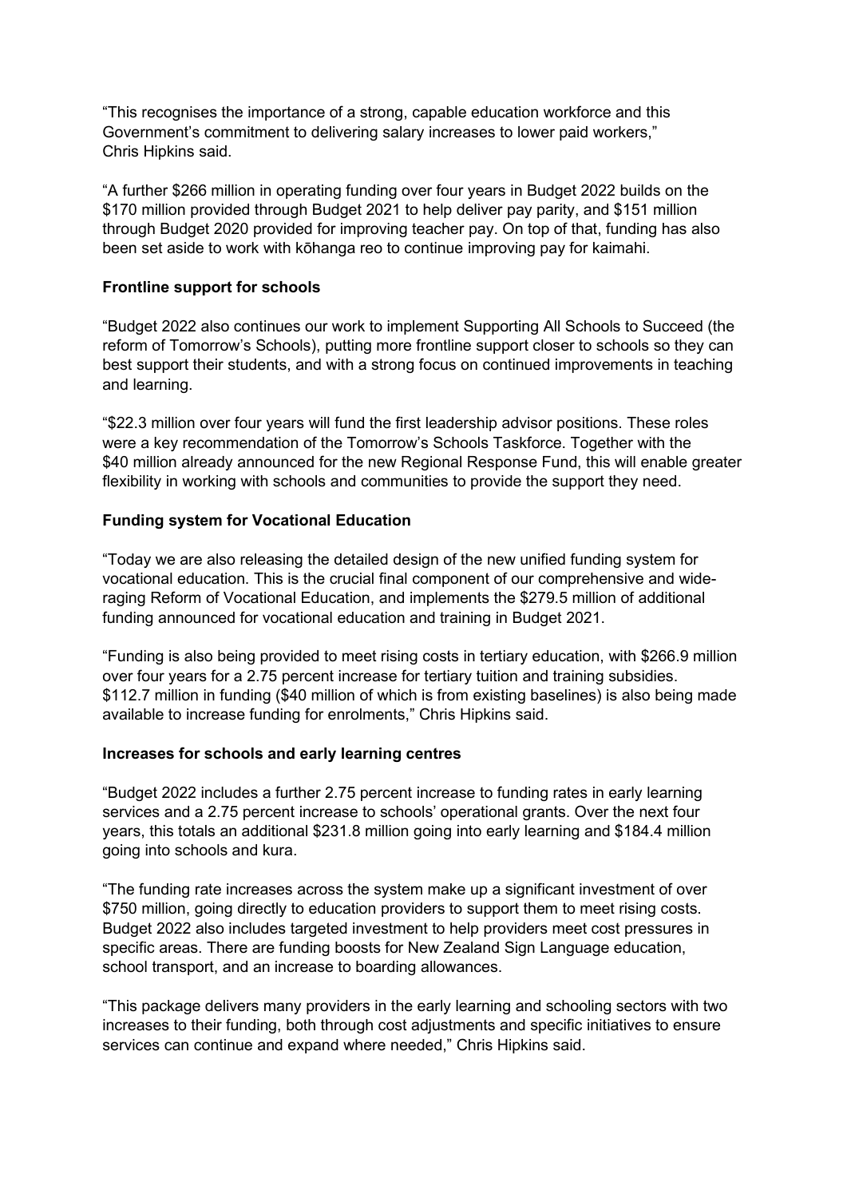“This recognises the importance of a strong, capable education workforce and this Government’s commitment to delivering salary increases to lower paid workers,” Chris Hipkins said.

“A further $266 million in operating funding over four years in Budget 2022 builds on the $170 million provided through Budget 2021 to help deliver pay parity, and $151 million through Budget 2020 provided for improving teacher pay. On top of that, funding has also been set aside to work with kōhanga reo to continue improving pay for kaimahi.

**Frontline support for schools**

“Budget 2022 also continues our work to implement Supporting All Schools to Succeed (the reform of Tomorrow’s Schools), putting more frontline support closer to schools so they can best support their students, and with a strong focus on continued improvements in teaching and learning.

“$22.3 million over four years will fund the first leadership advisor positions. These roles were a key recommendation of the Tomorrow’s Schools Taskforce. Together with the $40 million already announced for the new Regional Response Fund, this will enable greater flexibility in working with schools and communities to provide the support they need.

**Funding system for Vocational Education**

“Today we are also releasing the detailed design of the new unified funding system for vocational education. This is the crucial final component of our comprehensive and wide-raging Reform of Vocational Education, and implements the $279.5 million of additional funding announced for vocational education and training in Budget 2021.

“Funding is also being provided to meet rising costs in tertiary education, with $266.9 million over four years for a 2.75 percent increase for tertiary tuition and training subsidies. $112.7 million in funding ($40 million of which is from existing baselines) is also being made available to increase funding for enrolments,” Chris Hipkins said.

**Increases for schools and early learning centres**

“Budget 2022 includes a further 2.75 percent increase to funding rates in early learning services and a 2.75 percent increase to schools’ operational grants. Over the next four years, this totals an additional $231.8 million going into early learning and $184.4 million going into schools and kura.

“The funding rate increases across the system make up a significant investment of over $750 million, going directly to education providers to support them to meet rising costs. Budget 2022 also includes targeted investment to help providers meet cost pressures in specific areas. There are funding boosts for New Zealand Sign Language education, school transport, and an increase to boarding allowances.

“This package delivers many providers in the early learning and schooling sectors with two increases to their funding, both through cost adjustments and specific initiatives to ensure services can continue and expand where needed,” Chris Hipkins said.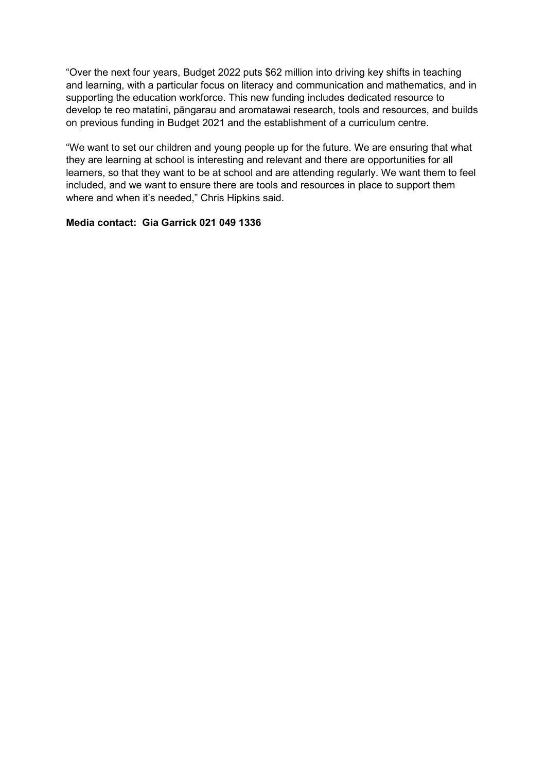"Over the next four years, Budget 2022 puts $62 million into driving key shifts in teaching and learning, with a particular focus on literacy and communication and mathematics, and in supporting the education workforce. This new funding includes dedicated resource to develop te reo matatini, pāngarau and aromatawai research, tools and resources, and builds on previous funding in Budget 2021 and the establishment of a curriculum centre.

"We want to set our children and young people up for the future. We are ensuring that what they are learning at school is interesting and relevant and there are opportunities for all learners, so that they want to be at school and are attending regularly. We want them to feel included, and we want to ensure there are tools and resources in place to support them where and when it's needed," Chris Hipkins said.

**Media contact: Gia Garrick 021 049 1336**